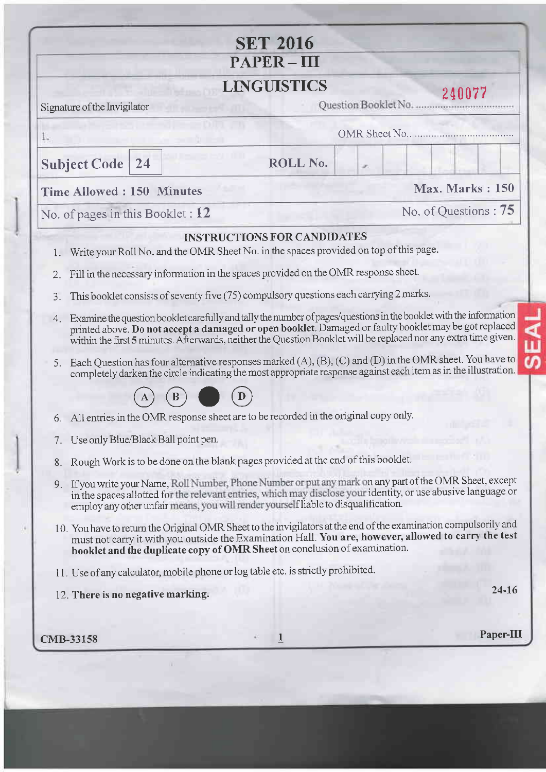# SET 2016

## PAPER – III

## LINGUISTICS

Signature of the Invigilator

1.

Question Booklet No. 240077

OMR Sheet No. ..................................

| **Subject Code** | **24** | **ROLL No.** | |
|---|---|---|---|
| **Time Allowed : 150 Minutes** | | **Max. Marks : 150** | |
| No. of pages in this Booklet : **12** | | No. of Questions : **75** | |

### INSTRUCTIONS FOR CANDIDATES

1. Write your Roll No. and the OMR Sheet No. in the spaces provided on top of this page.
2. Fill in the necessary information in the spaces provided on the OMR response sheet.
3. This booklet consists of seventy five (75) compulsory questions each carrying 2 marks.
4. Examine the question booklet carefully and tally the number of pages/questions in the booklet with the information printed above. **Do not accept a damaged or open booklet**. Damaged or faulty booklet may be got replaced within the first 5 minutes. Afterwards, neither the Question Booklet will be replaced nor any extra time given.
5. Each Question has four alternative responses marked (A), (B), (C) and (D) in the OMR sheet. You have to completely darken the circle indicating the most appropriate response against each item as in the illustration.

   (A) (B) ● (D)

6. All entries in the OMR response sheet are to be recorded in the original copy only.
7. Use only Blue/Black Ball point pen.
8. Rough Work is to be done on the blank pages provided at the end of this booklet.
9. If you write your Name, Roll Number, Phone Number or put any mark on any part of the OMR Sheet, except in the spaces allotted for the relevant entries, which may disclose your identity, or use abusive language or employ any other unfair means, you will render yourself liable to disqualification.
10. You have to return the Original OMR Sheet to the invigilators at the end of the examination compulsorily and must not carry it with you outside the Examination Hall. **You are, however, allowed to carry the test booklet and the duplicate copy of OMR Sheet** on conclusion of examination.
11. Use of any calculator, mobile phone or log table etc. is strictly prohibited.
12. **There is no negative marking.**

24-16

CMB-33158

Paper-III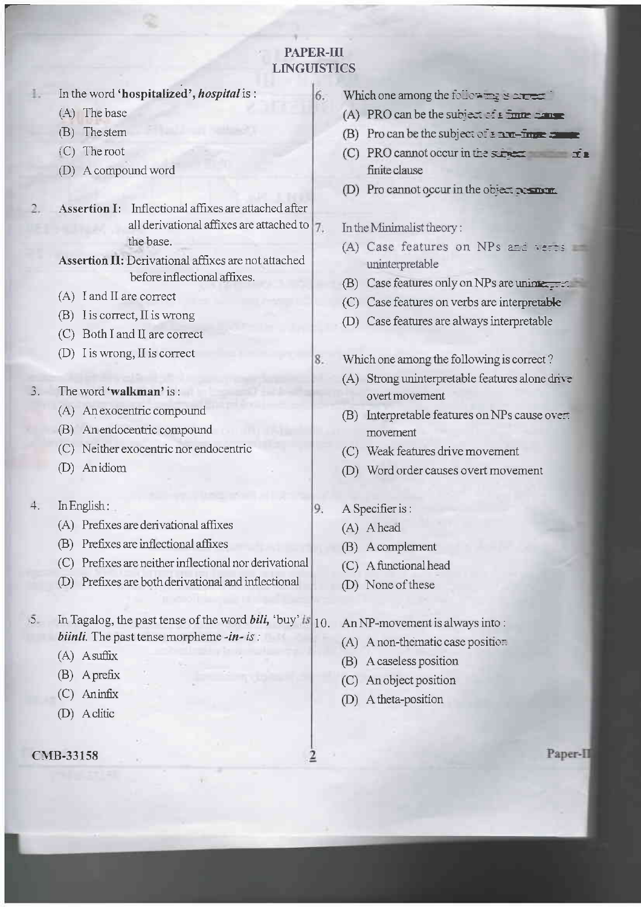# PAPER-III
## LINGUISTICS

1. In the word **'hospitalized'**, ***hospital*** is :
   - (A) The base
   - (B) The stem
   - (C) The root
   - (D) A compound word

2. **Assertion I:** Inflectional affixes are attached after all derivational affixes are attached to the base.

   **Assertion II:** Derivational affixes are not attached before inflectional affixes.
   - (A) I and II are correct
   - (B) I is correct, II is wrong
   - (C) Both I and II are correct
   - (D) I is wrong, II is correct

3. The word **'walkman'** is :
   - (A) An exocentric compound
   - (B) An endocentric compound
   - (C) Neither exocentric nor endocentric
   - (D) An idiom

4. In English :
   - (A) Prefixes are derivational affixes
   - (B) Prefixes are inflectional affixes
   - (C) Prefixes are neither inflectional nor derivational
   - (D) Prefixes are both derivational and inflectional

5. In Tagalog, the past tense of the word ***bili***, 'buy' *is* ***biinli***. The past tense morpheme ***-in-*** *is* :
   - (A) A suffix
   - (B) A prefix
   - (C) An infix
   - (D) A clitic

6. Which one among the following is correct ?
   - (A) PRO can be the subject of a finite clause
   - (B) Pro can be the subject of a non-finite clause
   - (C) PRO cannot occur in the subject position of a finite clause
   - (D) Pro cannot occur in the object position

7. In the Minimalist theory :
   - (A) Case features on NPs and verbs are uninterpretable
   - (B) Case features only on NPs are uninterpretable
   - (C) Case features on verbs are interpretable
   - (D) Case features are always interpretable

8. Which one among the following is correct ?
   - (A) Strong uninterpretable features alone drive overt movement
   - (B) Interpretable features on NPs cause overt movement
   - (C) Weak features drive movement
   - (D) Word order causes overt movement

9. A Specifier is :
   - (A) A head
   - (B) A complement
   - (C) A functional head
   - (D) None of these

10. An NP-movement is always into :
    - (A) A non-thematic case position
    - (B) A caseless position
    - (C) An object position
    - (D) A theta-position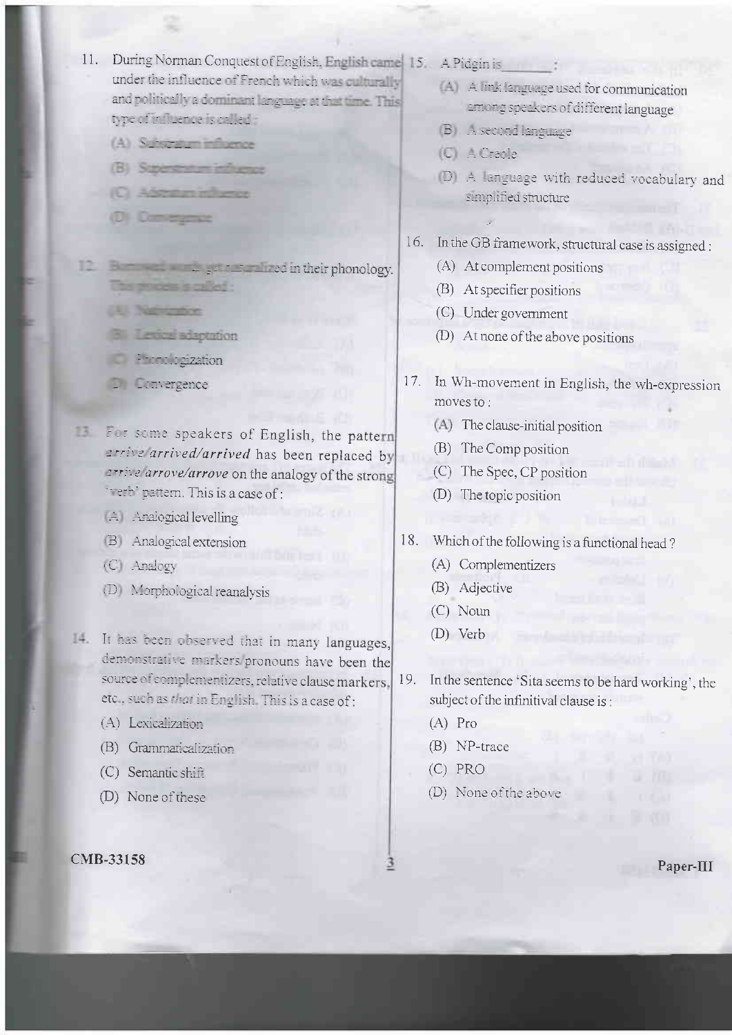11. During Norman Conquest of English, English came under the influence of French which was culturally and politically a dominant language at that time. This type of influence is called :
    - (A) Substratum influence
    - (B) Superstratum influence
    - (C) Adstratum influence
    - (D) Convergence

12. Borrowed words get naturalized in their phonology. This process is called :
    - (A) Nativization
    - (B) Lexical adaptation
    - (C) Phonologization
    - (D) Convergence

13. For some speakers of English, the pattern *arrive/arrived/arrived* has been replaced by *arrive/arrove/arrove* on the analogy of the strong 'verb' pattern. This is a case of :
    - (A) Analogical levelling
    - (B) Analogical extension
    - (C) Analogy
    - (D) Morphological reanalysis

14. It has been observed that in many languages, demonstrative markers/pronouns have been the source of complementizers, relative clause markers, etc., such as *that* in English. This is a case of :
    - (A) Lexicalization
    - (B) Grammaticalization
    - (C) Semantic shift
    - (D) None of these

15. A Pidgin is_______:
    - (A) A link language used for communication among speakers of different language
    - (B) A second language
    - (C) A Creole
    - (D) A language with reduced vocabulary and simplified structure

16. In the GB framework, structural case is assigned :
    - (A) At complement positions
    - (B) At specifier positions
    - (C) Under government
    - (D) At none of the above positions

17. In Wh-movement in English, the wh-expression moves to :
    - (A) The clause-initial position
    - (B) The Comp position
    - (C) The Spec, CP position
    - (D) The topic position

18. Which of the following is a functional head ?
    - (A) Complementizers
    - (B) Adjective
    - (C) Noun
    - (D) Verb

19. In the sentence 'Sita seems to be hard working', the subject of the infinitival clause is :
    - (A) Pro
    - (B) NP-trace
    - (C) PRO
    - (D) None of the above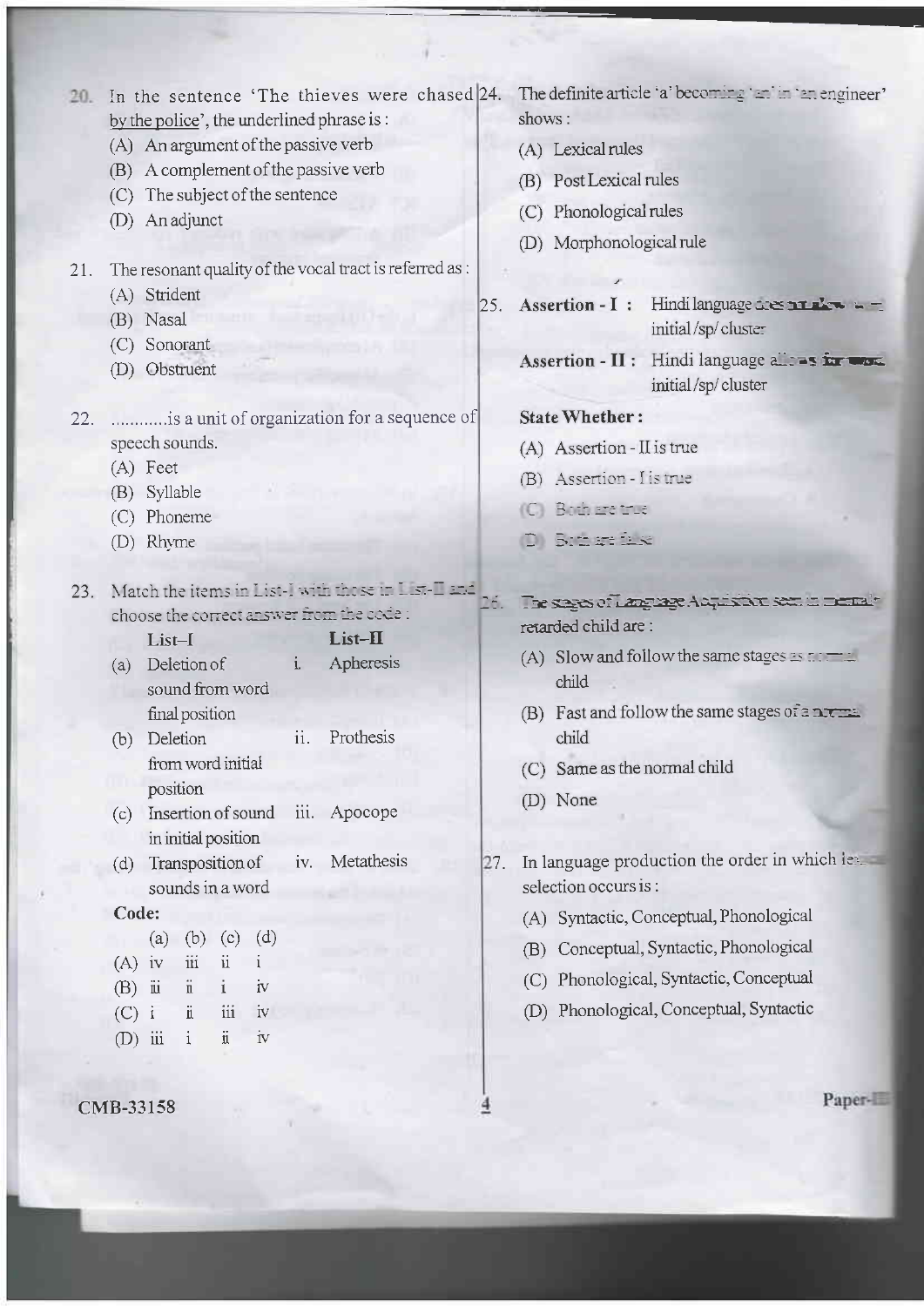20. In the sentence 'The thieves were chased by the police', the underlined phrase is :

(A) An argument of the passive verb

(B) A complement of the passive verb

(C) The subject of the sentence

(D) An adjunct

21. The resonant quality of the vocal tract is referred as :

(A) Strident

(B) Nasal

(C) Sonorant

(D) Obstruent

22. ...........is a unit of organization for a sequence of speech sounds.

(A) Feet

(B) Syllable

(C) Phoneme

(D) Rhyme

23. Match the items in List-I with those in List-II and choose the correct answer from the code :

| | List–I | | List–II |
|---|---|---|---|
| (a) | Deletion of sound from word final position | i. | Apheresis |
| (b) | Deletion from word initial position | ii. | Prothesis |
| (c) | Insertion of sound in initial position | iii. | Apocope |
| (d) | Transposition of sounds in a word | iv. | Metathesis |

**Code:**

| | (a) | (b) | (c) | (d) |
|---|---|---|---|---|
| (A) | iv | iii | ii | i |
| (B) | iii | ii | i | iv |
| (C) | i | ii | iii | iv |
| (D) | iii | i | ii | iv |

24. The definite article 'a' becoming 'an' in 'an engineer' shows :

(A) Lexical rules

(B) Post Lexical rules

(C) Phonological rules

(D) Morphonological rule

25. **Assertion - I :** Hindi language does not allow word initial /sp/ cluster

**Assertion - II :** Hindi language allows for word initial /sp/ cluster

**State Whether :**

(A) Assertion - II is true

(B) Assertion - I is true

(C) Both are true

(D) Both are false

26. The stages of Language Acquisition seen in mentally retarded child are :

(A) Slow and follow the same stages as normal child

(B) Fast and follow the same stages of a normal child

(C) Same as the normal child

(D) None

27. In language production the order in which lexical selection occurs is :

(A) Syntactic, Conceptual, Phonological

(B) Conceptual, Syntactic, Phonological

(C) Phonological, Syntactic, Conceptual

(D) Phonological, Conceptual, Syntactic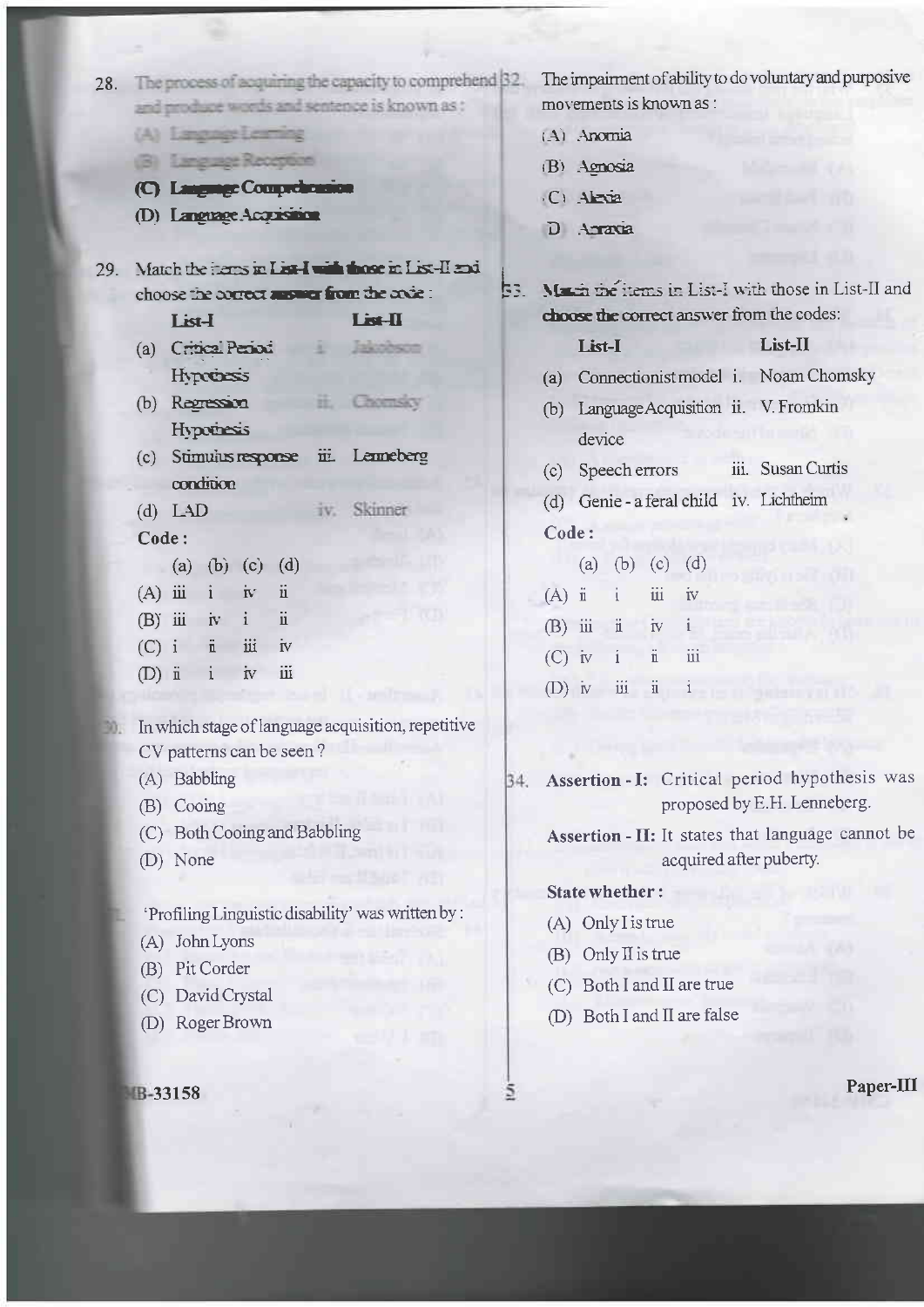28. The process of acquiring the capacity to comprehend and produce words and sentence is known as :
    (A) Language Learning
    (B) Language Reception
    (C) Language Comprehension
    (D) Language Acquisition

29. Match the items in List-I with those in List-II and choose the correct answer from the code :

| List-I | List-II |
|---|---|
| (a) Critical Period Hypothesis | i. Jakobson |
| (b) Regression Hypothesis | ii. Chomsky |
| (c) Stimulus response condition | iii. Lenneberg |
| (d) LAD | iv. Skinner |

**Code :**

| | (a) | (b) | (c) | (d) |
|---|---|---|---|---|
| (A) | iii | i | iv | ii |
| (B) | iii | iv | i | ii |
| (C) | i | ii | iii | iv |
| (D) | ii | i | iv | iii |

30. In which stage of language acquisition, repetitive CV patterns can be seen ?
    (A) Babbling
    (B) Cooing
    (C) Both Cooing and Babbling
    (D) None

31. 'Profiling Linguistic disability' was written by :
    (A) John Lyons
    (B) Pit Corder
    (C) David Crystal
    (D) Roger Brown

32. The impairment of ability to do voluntary and purposive movements is known as :
    (A) Anomia
    (B) Agnosia
    (C) Alexia
    (D) Apraxia

33. Match the items in List-I with those in List-II and choose the correct answer from the codes:

| List-I | List-II |
|---|---|
| (a) Connectionist model | i. Noam Chomsky |
| (b) Language Acquisition device | ii. V. Fromkin |
| (c) Speech errors | iii. Susan Curtis |
| (d) Genie - a feral child | iv. Lichtheim |

**Code :**

| | (a) | (b) | (c) | (d) |
|---|---|---|---|---|
| (A) | ii | i | iii | iv |
| (B) | iii | ii | iv | i |
| (C) | iv | i | ii | iii |
| (D) | iv | iii | ii | i |

34. **Assertion - I:** Critical period hypothesis was proposed by E.H. Lenneberg.

    **Assertion - II:** It states that language cannot be acquired after puberty.

    **State whether :**
    (A) Only I is true
    (B) Only II is true
    (C) Both I and II are true
    (D) Both I and II are false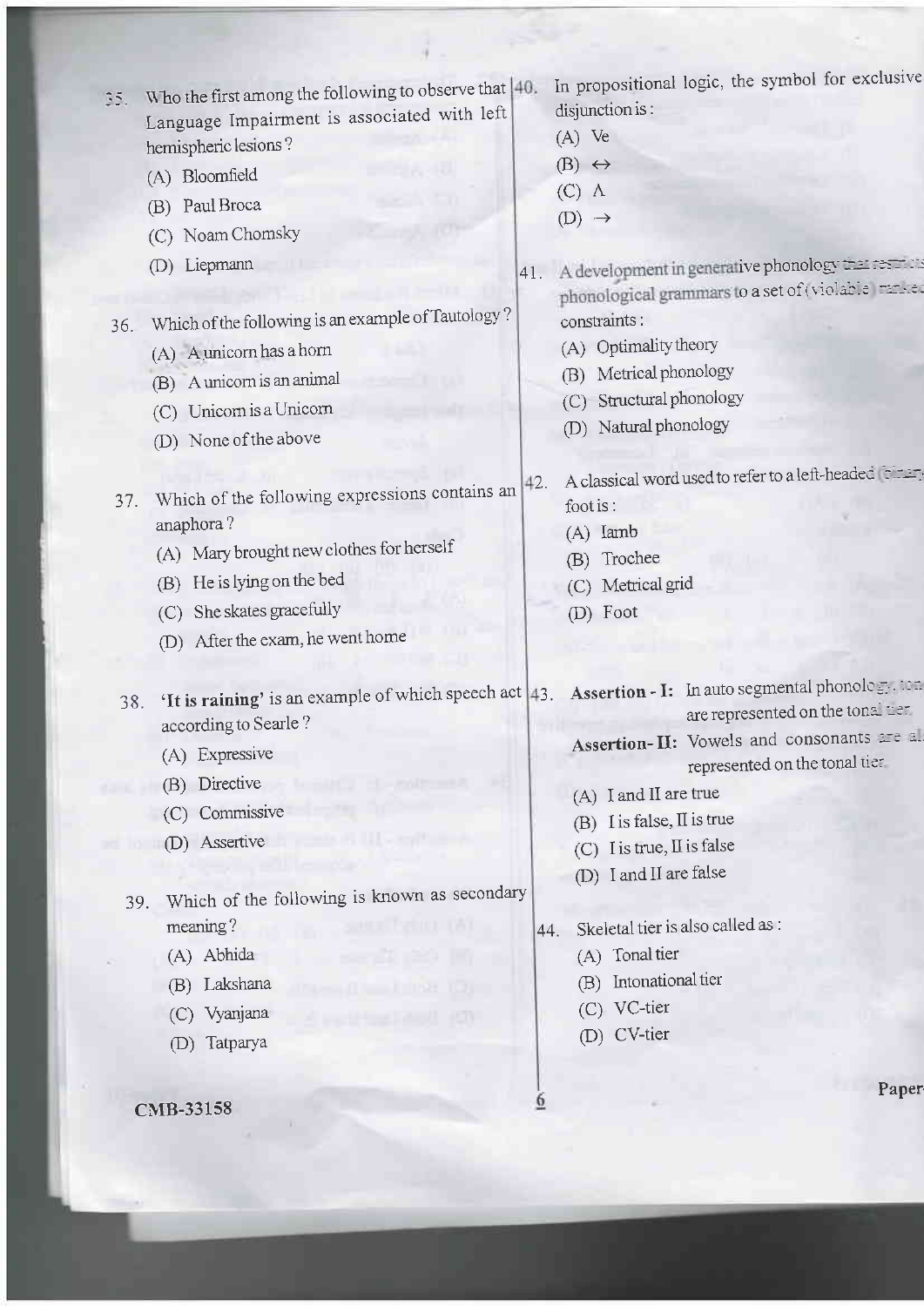35. Who the first among the following to observe that Language Impairment is associated with left hemispheric lesions ?

 (A) Bloomfield
 (B) Paul Broca
 (C) Noam Chomsky
 (D) Liepmann

36. Which of the following is an example of Tautology ?

 (A) A unicorn has a horn
 (B) A unicorn is an animal
 (C) Unicorn is a Unicorn
 (D) None of the above

37. Which of the following expressions contains an anaphora ?

 (A) Mary brought new clothes for herself
 (B) He is lying on the bed
 (C) She skates gracefully
 (D) After the exam, he went home

38. **'It is raining'** is an example of which speech act according to Searle ?

 (A) Expressive
 (B) Directive
 (C) Commissive
 (D) Assertive

39. Which of the following is known as secondary meaning ?

 (A) Abhida
 (B) Lakshana
 (C) Vyanjana
 (D) Tatparya

40. In propositional logic, the symbol for exclusive disjunction is :

 (A) Ve
 (B) ↔
 (C) ∧
 (D) →

41. A development in generative phonology that restricts phonological grammars to a set of (violable) ranked constraints :

 (A) Optimality theory
 (B) Metrical phonology
 (C) Structural phonology
 (D) Natural phonology

42. A classical word used to refer to a left-headed binary foot is :

 (A) Iamb
 (B) Trochee
 (C) Metrical grid
 (D) Foot

43. **Assertion - I:** In auto segmental phonology, tones are represented on the tonal tier.

 **Assertion- II:** Vowels and consonants are also represented on the tonal tier.

 (A) I and II are true
 (B) I is false, II is true
 (C) I is true, II is false
 (D) I and II are false

44. Skeletal tier is also called as :

 (A) Tonal tier
 (B) Intonational tier
 (C) VC-tier
 (D) CV-tier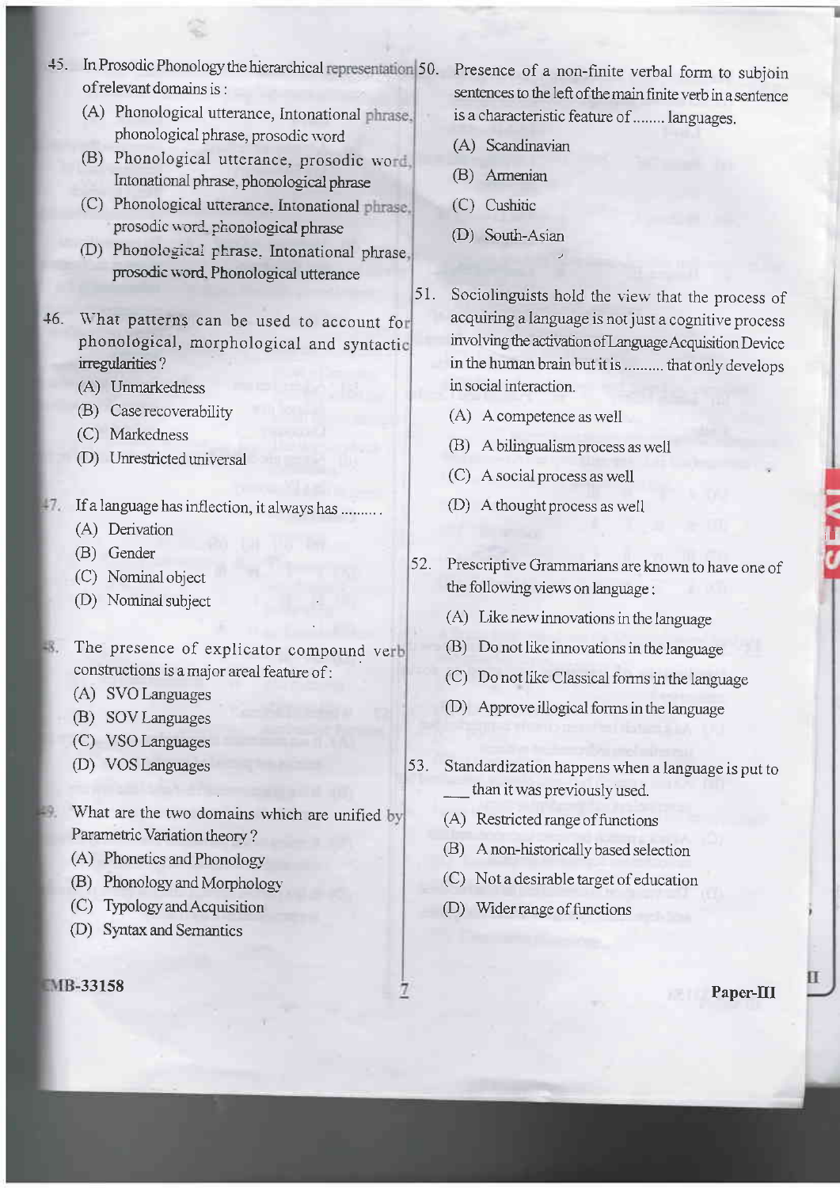45. In Prosodic Phonology the hierarchical representation of relevant domains is :

(A) Phonological utterance, Intonational phrase, phonological phrase, prosodic word

(B) Phonological utterance, prosodic word, Intonational phrase, phonological phrase

(C) Phonological utterance, Intonational phrase, prosodic word, phonological phrase

(D) Phonological phrase, Intonational phrase, prosodic word, Phonological utterance

46. What patterns can be used to account for phonological, morphological and syntactic irregularities ?

(A) Unmarkedness

(B) Case recoverability

(C) Markedness

(D) Unrestricted universal

47. If a language has inflection, it always has ........ .

(A) Derivation

(B) Gender

(C) Nominal object

(D) Nominal subject

48. The presence of explicator compound verb constructions is a major areal feature of :

(A) SVO Languages

(B) SOV Languages

(C) VSO Languages

(D) VOS Languages

49. What are the two domains which are unified by Parametric Variation theory ?

(A) Phonetics and Phonology

(B) Phonology and Morphology

(C) Typology and Acquisition

(D) Syntax and Semantics

50. Presence of a non-finite verbal form to subjoin sentences to the left of the main finite verb in a sentence is a characteristic feature of ........ languages.

(A) Scandinavian

(B) Armenian

(C) Cushitic

(D) South-Asian

51. Sociolinguists hold the view that the process of acquiring a language is not just a cognitive process involving the activation of Language Acquisition Device in the human brain but it is .......... that only develops in social interaction.

(A) A competence as well

(B) A bilingualism process as well

(C) A social process as well

(D) A thought process as well

52. Prescriptive Grammarians are known to have one of the following views on language :

(A) Like new innovations in the language

(B) Do not like innovations in the language

(C) Do not like Classical forms in the language

(D) Approve illogical forms in the language

53. Standardization happens when a language is put to ___ than it was previously used.

(A) Restricted range of functions

(B) A non-historically based selection

(C) Not a desirable target of education

(D) Wider range of functions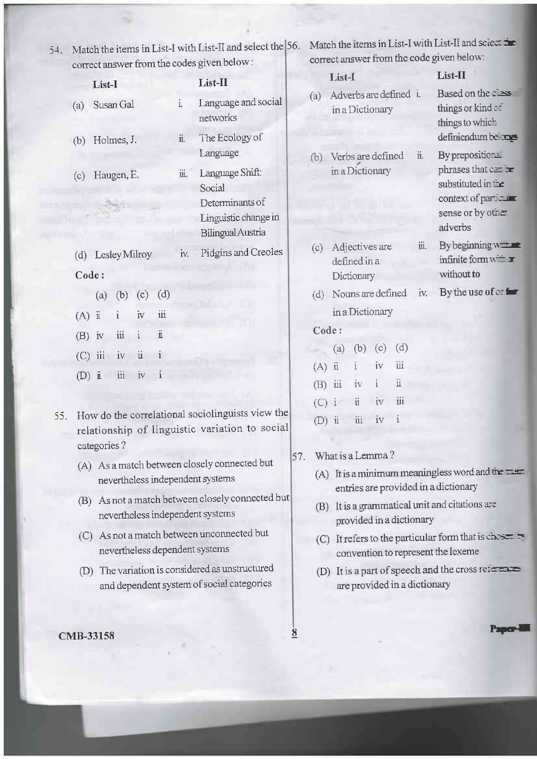54. Match the items in List-I with List-II and select the correct answer from the codes given below :

| List-I | List-II |
|---|---|
| (a) Susan Gal | i. Language and social networks |
| (b) Holmes, J. | ii. The Ecology of Language |
| (c) Haugen, E. | iii. Language Shift: Social Determinants of Linguistic change in Bilingual Austria |
| (d) Lesley Milroy | iv. Pidgins and Creoles |

**Code :**

| | (a) | (b) | (c) | (d) |
|---|---|---|---|---|
| (A) | ii | i | iv | iii |
| (B) | iv | iii | i | ii |
| (C) | iii | iv | ii | i |
| (D) | ii | iii | iv | i |

55. How do the correlational sociolinguists view the relationship of linguistic variation to social categories ?

(A) As a match between closely connected but nevertheless independent systems

(B) As not a match between closely connected but nevertheless independent systems

(C) As not a match between unconnected but nevertheless dependent systems

(D) The variation is considered as unstructured and dependent system of social categories

56. Match the items in List-I with List-II and select the correct answer from the code given below:

| List-I | List-II |
|---|---|
| (a) Adverbs are defined in a Dictionary | i. Based on the class of things or kind of things to which definiendum belongs |
| (b) Verbs are defined in a Dictionary | ii. By prepositional phrases that can be substituted in the context of particular sense or by other adverbs |
| (c) Adjectives are defined in a Dictionary | iii. By beginning with the infinite form with or without to |
| (d) Nouns are defined in a Dictionary | iv. By the use of or for |

**Code :**

| | (a) | (b) | (c) | (d) |
|---|---|---|---|---|
| (A) | ii | i | iv | iii |
| (B) | iii | iv | i | ii |
| (C) | i | ii | iv | iii |
| (D) | ii | iii | iv | i |

57. What is a Lemma ?

(A) It is a minimum meaningless word and the main entries are provided in a dictionary

(B) It is a grammatical unit and citations are provided in a dictionary

(C) It refers to the particular form that is chosen by convention to represent the lexeme

(D) It is a part of speech and the cross references are provided in a dictionary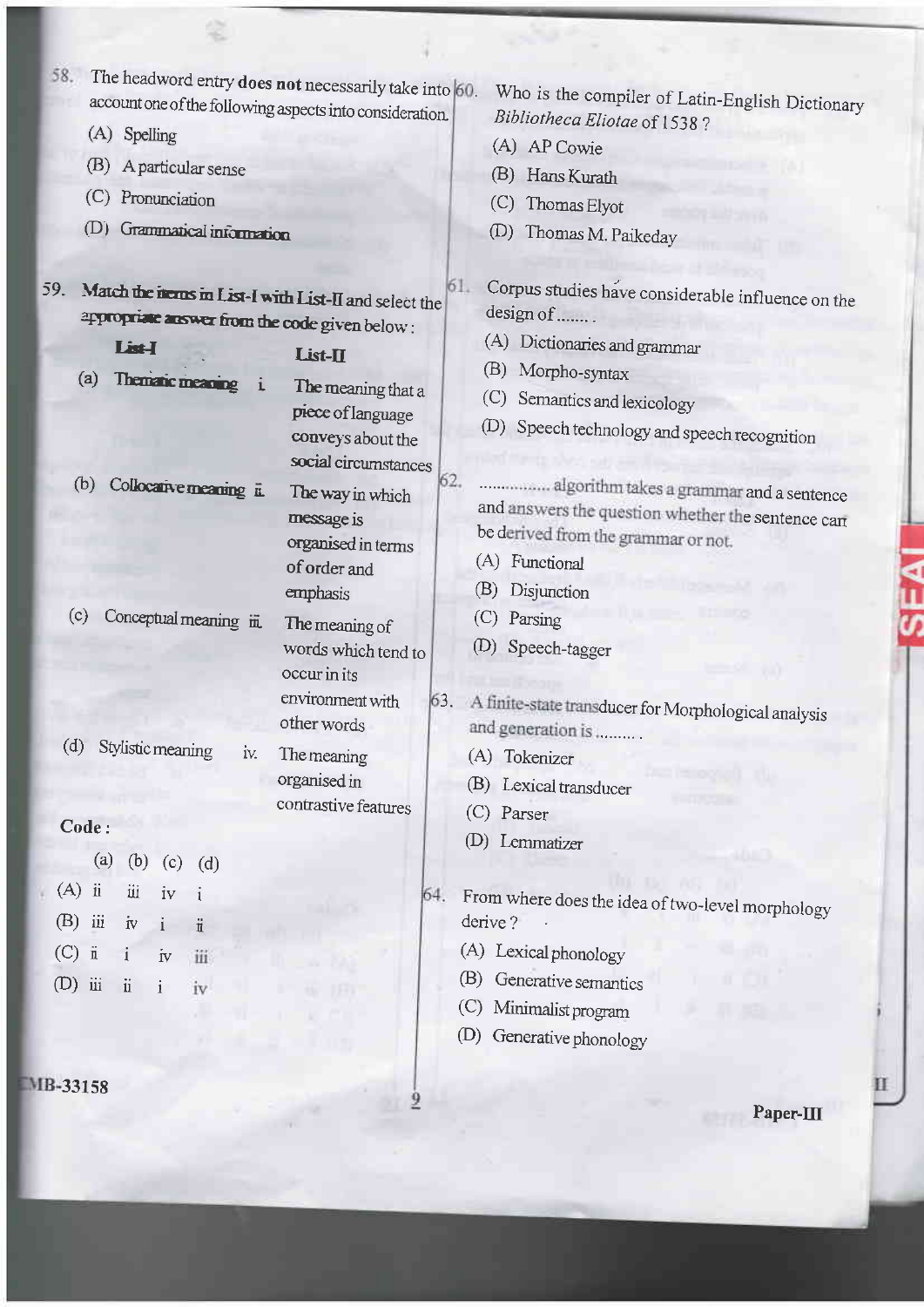58. The headword entry **does not** necessarily take into account one of the following aspects into consideration.

(A) Spelling

(B) A particular sense

(C) Pronunciation

(D) Grammatical information

59. Match the items in List-I with List-II and select the appropriate answer from the code given below :

| List-I | List-II |
|---|---|
| (a) Thematic meaning | i. The meaning that a piece of language conveys about the social circumstances |
| (b) Collocative meaning | ii. The way in which message is organised in terms of order and emphasis |
| (c) Conceptual meaning | iii. The meaning of words which tend to occur in its environment with other words |
| (d) Stylistic meaning | iv. The meaning organised in contrastive features |

**Code :**

| | (a) | (b) | (c) | (d) |
|---|---|---|---|---|
| (A) | ii | iii | iv | i |
| (B) | iii | iv | i | ii |
| (C) | ii | i | iv | iii |
| (D) | iii | ii | i | iv |

60. Who is the compiler of Latin-English Dictionary *Bibliotheca Eliotae* of 1538 ?

(A) AP Cowie

(B) Hans Kurath

(C) Thomas Elyot

(D) Thomas M. Paikeday

61. Corpus studies have considerable influence on the design of ....... .

(A) Dictionaries and grammar

(B) Morpho-syntax

(C) Semantics and lexicology

(D) Speech technology and speech recognition

62. ............... algorithm takes a grammar and a sentence and answers the question whether the sentence can be derived from the grammar or not.

(A) Functional

(B) Disjunction

(C) Parsing

(D) Speech-tagger

63. A finite-state transducer for Morphological analysis and generation is ......... .

(A) Tokenizer

(B) Lexical transducer

(C) Parser

(D) Lemmatizer

64. From where does the idea of two-level morphology derive ?

(A) Lexical phonology

(B) Generative semantics

(C) Minimalist program

(D) Generative phonology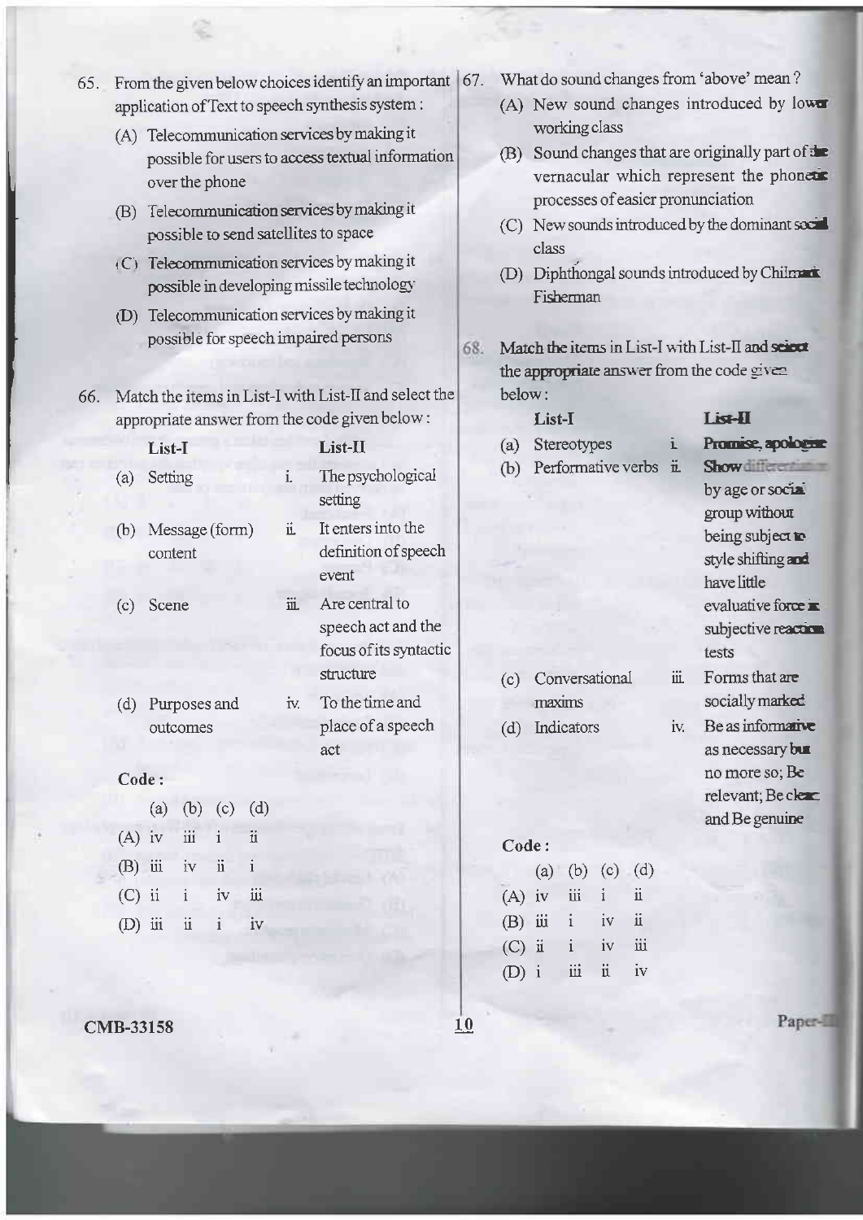65. From the given below choices identify an important application of Text to speech synthesis system :

 (A) Telecommunication services by making it possible for users to access textual information over the phone

 (B) Telecommunication services by making it possible to send satellites to space

 (C) Telecommunication services by making it possible in developing missile technology

 (D) Telecommunication services by making it possible for speech impaired persons

66. Match the items in List-I with List-II and select the appropriate answer from the code given below :

| | List-I | | List-II |
|---|---|---|---|
| (a) | Setting | i. | The psychological setting |
| (b) | Message (form) content | ii. | It enters into the definition of speech event |
| (c) | Scene | iii. | Are central to speech act and the focus of its syntactic structure |
| (d) | Purposes and outcomes | iv. | To the time and place of a speech act |

**Code :**

| | (a) | (b) | (c) | (d) |
|---|---|---|---|---|
| (A) | iv | iii | i | ii |
| (B) | iii | iv | ii | i |
| (C) | ii | i | iv | iii |
| (D) | iii | ii | i | iv |

67. What do sound changes from 'above' mean ?

 (A) New sound changes introduced by lower working class

 (B) Sound changes that are originally part of the vernacular which represent the phonetic processes of easier pronunciation

 (C) New sounds introduced by the dominant social class

 (D) Diphthongal sounds introduced by Chilmark Fisherman

68. Match the items in List-I with List-II and select the appropriate answer from the code given below :

| | List-I | | List-II |
|---|---|---|---|
| (a) | Stereotypes | i. | Promise, apologise |
| (b) | Performative verbs | ii. | Show differentiation by age or social group without being subject to style shifting and have little evaluative force in subjective reaction tests |
| (c) | Conversational maxims | iii. | Forms that are socially marked |
| (d) | Indicators | iv. | Be as informative as necessary but no more so; Be relevant; Be clear and Be genuine |

**Code :**

| | (a) | (b) | (c) | (d) |
|---|---|---|---|---|
| (A) | iv | iii | i | ii |
| (B) | iii | i | iv | ii |
| (C) | ii | i | iv | iii |
| (D) | i | iii | ii | iv |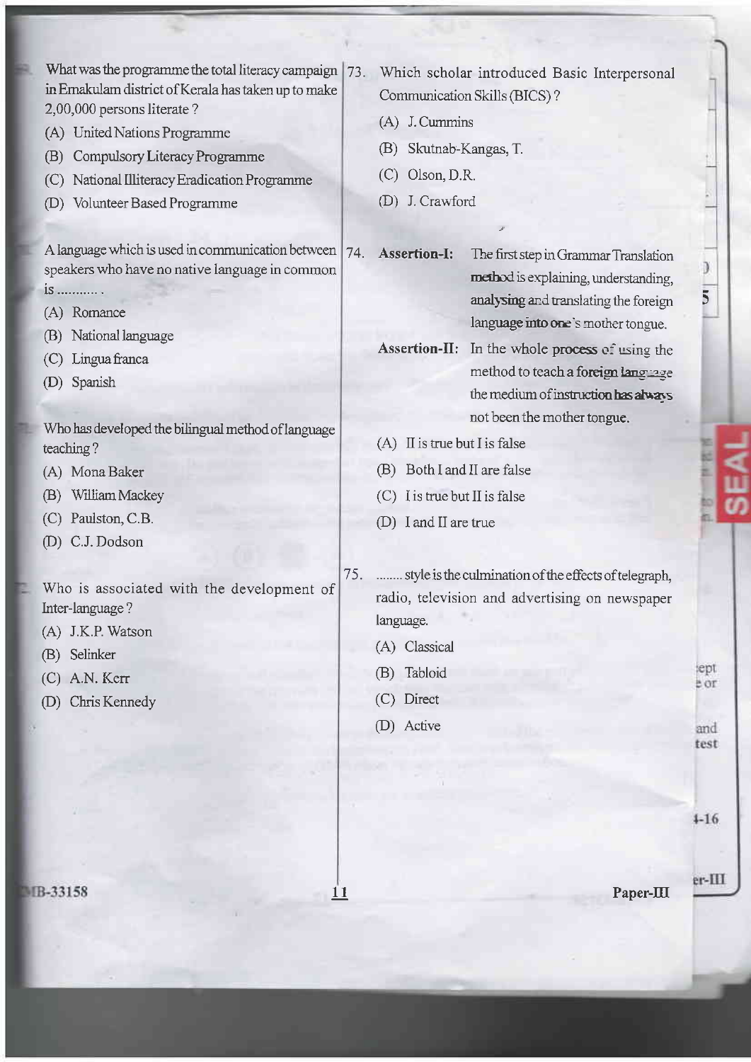What was the programme the total literacy campaign in Ernakulam district of Kerala has taken up to make 2,00,000 persons literate ?

(A) United Nations Programme

(B) Compulsory Literacy Programme

(C) National Illiteracy Eradication Programme

(D) Volunteer Based Programme

A language which is used in communication between speakers who have no native language in common is ........... .

(A) Romance

(B) National language

(C) Lingua franca

(D) Spanish

Who has developed the bilingual method of language teaching ?

(A) Mona Baker

(B) William Mackey

(C) Paulston, C.B.

(D) C.J. Dodson

Who is associated with the development of Inter-language ?

(A) J.K.P. Watson

(B) Selinker

(C) A.N. Kerr

(D) Chris Kennedy

73. Which scholar introduced Basic Interpersonal Communication Skills (BICS) ?

(A) J. Cummins

(B) Skutnab-Kangas, T.

(C) Olson, D.R.

(D) J. Crawford

74. **Assertion-I:** The first step in Grammar Translation method is explaining, understanding, analysing and translating the foreign language into one's mother tongue.

**Assertion-II:** In the whole process of using the method to teach a foreign language the medium of instruction has always not been the mother tongue.

(A) II is true but I is false

(B) Both I and II are false

(C) I is true but II is false

(D) I and II are true

75. ........ style is the culmination of the effects of telegraph, radio, television and advertising on newspaper language.

(A) Classical

(B) Tabloid

(C) Direct

(D) Active